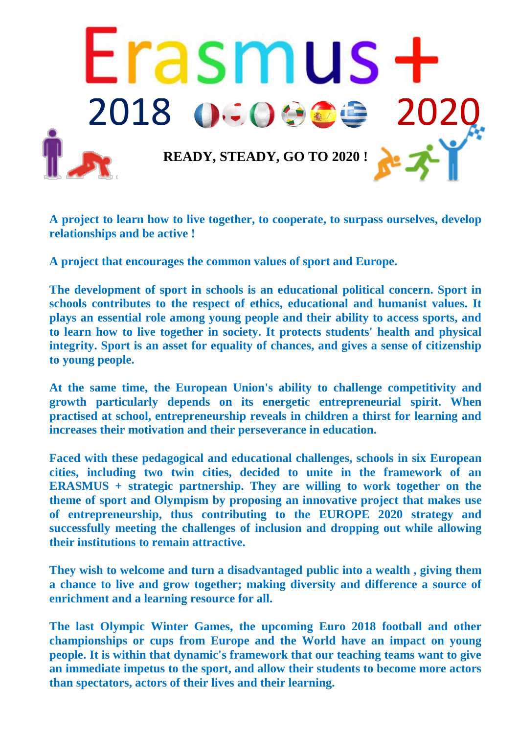# Erasmus+

## 2018 2020

**READY, STEADY, GO TO 2020 !**

**A project to learn how to live together, to cooperate, to surpass ourselves, develop relationships and be active !**

**A project that encourages the common values of sport and Europe.**

**The development of sport in schools is an educational political concern. Sport in schools contributes to the respect of ethics, educational and humanist values. It plays an essential role among young people and their ability to access sports, and to learn how to live together in society. It protects students' health and physical integrity. Sport is an asset for equality of chances, and gives a sense of citizenship to young people.**

**At the same time, the European Union's ability to challenge competitivity and growth particularly depends on its energetic entrepreneurial spirit. When practised at school, entrepreneurship reveals in children a thirst for learning and increases their motivation and their perseverance in education.**

**Faced with these pedagogical and educational challenges, schools in six European cities, including two twin cities, decided to unite in the framework of an ERASMUS + strategic partnership. They are willing to work together on the theme of sport and Olympism by proposing an innovative project that makes use of entrepreneurship, thus contributing to the EUROPE 2020 strategy and successfully meeting the challenges of inclusion and dropping out while allowing their institutions to remain attractive.**

**They wish to welcome and turn a disadvantaged public into a wealth , giving them a chance to live and grow together; making diversity and difference a source of enrichment and a learning resource for all.**

**The last Olympic Winter Games, the upcoming Euro 2018 football and other championships or cups from Europe and the World have an impact on young people. It is within that dynamic's framework that our teaching teams want to give an immediate impetus to the sport, and allow their students to become more actors than spectators, actors of their lives and their learning.**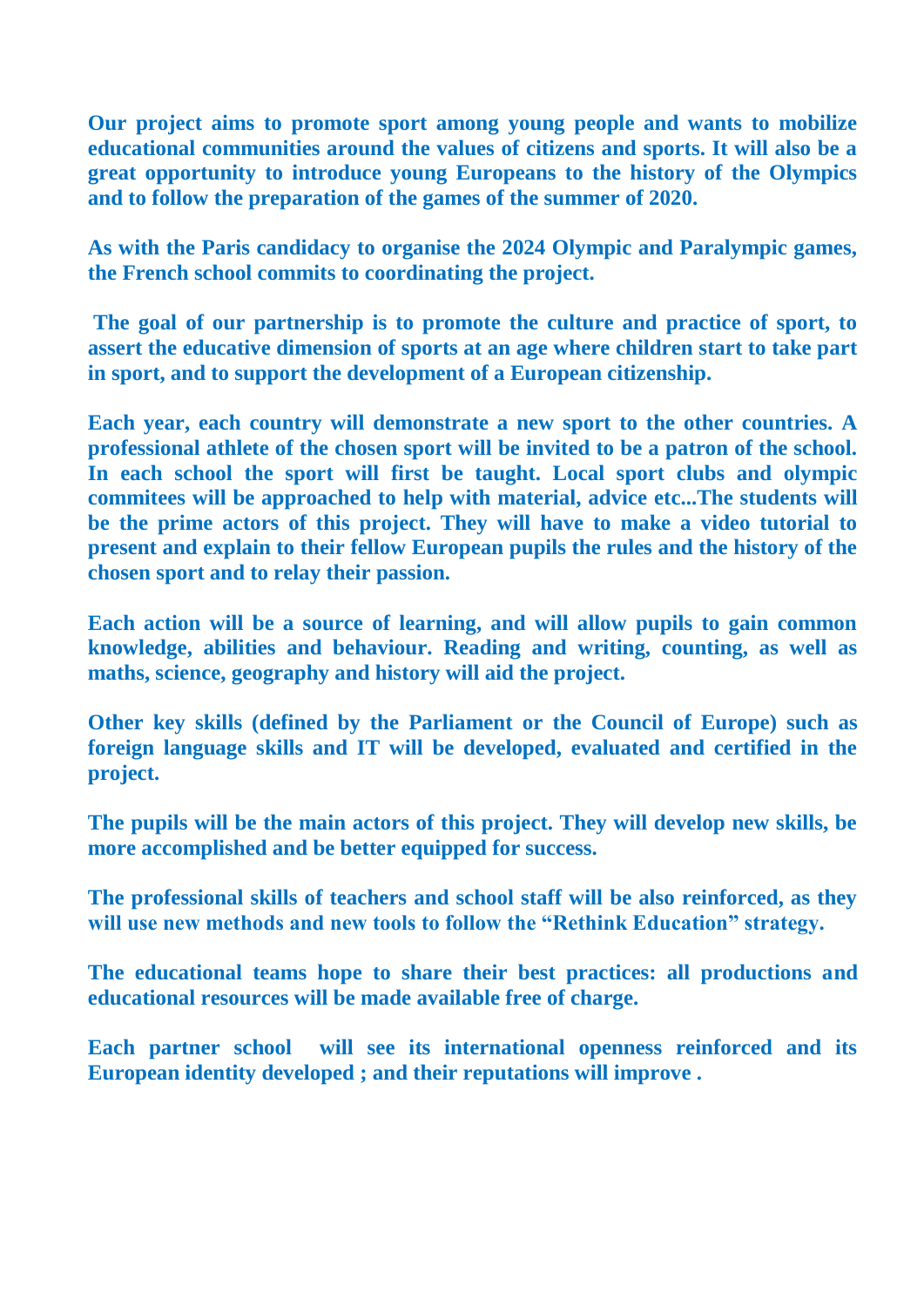**Our project aims to promote sport among young people and wants to mobilize educational communities around the values of citizens and sports. It will also be a great opportunity to introduce young Europeans to the history of the Olympics and to follow the preparation of the games of the summer of 2020.**

**As with the Paris candidacy to organise the 2024 Olympic and Paralympic games, the French school commits to coordinating the project.**

**The goal of our partnership is to promote the culture and practice of sport, to assert the educative dimension of sports at an age where children start to take part in sport, and to support the development of a European citizenship.**

**Each year, each country will demonstrate a new sport to the other countries. A professional athlete of the chosen sport will be invited to be a patron of the school. In each school the sport will first be taught. Local sport clubs and olympic commitees will be approached to help with material, advice etc...The students will be the prime actors of this project. They will have to make a video tutorial to present and explain to their fellow European pupils the rules and the history of the chosen sport and to relay their passion.**

**Each action will be a source of learning, and will allow pupils to gain common knowledge, abilities and behaviour. Reading and writing, counting, as well as maths, science, geography and history will aid the project.**

**Other key skills (defined by the Parliament or the Council of Europe) such as foreign language skills and IT will be developed, evaluated and certified in the project.**

**The pupils will be the main actors of this project. They will develop new skills, be more accomplished and be better equipped for success.**

**The professional skills of teachers and school staff will be also reinforced, as they will use new methods and new tools to follow the "Rethink Education" strategy.**

**The educational teams hope to share their best practices: all productions and educational resources will be made available free of charge.**

**Each partner school will see its international openness reinforced and its European identity developed ; and their reputations will improve .**